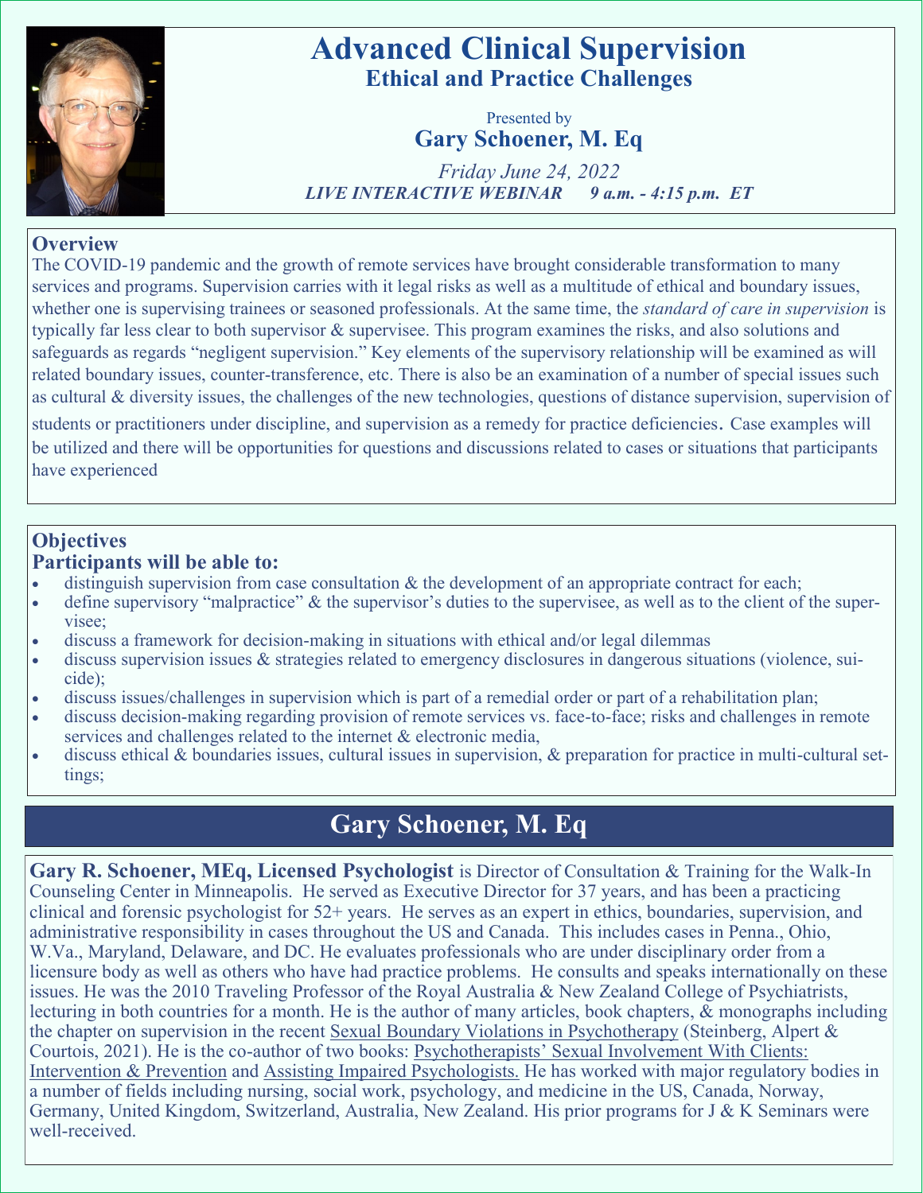# Advanced Clinical Supervision

## Ethical and Practice Challenges

Presented by

**Gary Schoener, M. Eq**

*Friday June 24, 2022*

***LIVE INTERACTIVE WEBINAR 9 a.m. - 4:15 p.m. ET***

## Overview

The COVID-19 pandemic and the growth of remote services have brought considerable transformation to many services and programs. Supervision carries with it legal risks as well as a multitude of ethical and boundary issues, whether one is supervising trainees or seasoned professionals. At the same time, the *standard of care in supervision* is typically far less clear to both supervisor & supervisee. This program examines the risks, and also solutions and safeguards as regards "negligent supervision." Key elements of the supervisory relationship will be examined as will related boundary issues, counter-transference, etc. There is also be an examination of a number of special issues such as cultural & diversity issues, the challenges of the new technologies, questions of distance supervision, supervision of students or practitioners under discipline, and supervision as a remedy for practice deficiencies. Case examples will be utilized and there will be opportunities for questions and discussions related to cases or situations that participants have experienced

## Objectives

**Participants will be able to:**

- distinguish supervision from case consultation & the development of an appropriate contract for each;
- define supervisory "malpractice" & the supervisor's duties to the supervisee, as well as to the client of the supervisee;
- discuss a framework for decision-making in situations with ethical and/or legal dilemmas
- discuss supervision issues & strategies related to emergency disclosures in dangerous situations (violence, suicide);
- discuss issues/challenges in supervision which is part of a remedial order or part of a rehabilitation plan;
- discuss decision-making regarding provision of remote services vs. face-to-face; risks and challenges in remote services and challenges related to the internet & electronic media,
- discuss ethical & boundaries issues, cultural issues in supervision, & preparation for practice in multi-cultural settings;

## Gary Schoener, M. Eq

**Gary R. Schoener, MEq, Licensed Psychologist** is Director of Consultation & Training for the Walk-In Counseling Center in Minneapolis. He served as Executive Director for 37 years, and has been a practicing clinical and forensic psychologist for 52+ years. He serves as an expert in ethics, boundaries, supervision, and administrative responsibility in cases throughout the US and Canada. This includes cases in Penna., Ohio, W.Va., Maryland, Delaware, and DC. He evaluates professionals who are under disciplinary order from a licensure body as well as others who have had practice problems. He consults and speaks internationally on these issues. He was the 2010 Traveling Professor of the Royal Australia & New Zealand College of Psychiatrists, lecturing in both countries for a month. He is the author of many articles, book chapters, & monographs including the chapter on supervision in the recent Sexual Boundary Violations in Psychotherapy (Steinberg, Alpert & Courtois, 2021). He is the co-author of two books: Psychotherapists' Sexual Involvement With Clients: Intervention & Prevention and Assisting Impaired Psychologists. He has worked with major regulatory bodies in a number of fields including nursing, social work, psychology, and medicine in the US, Canada, Norway, Germany, United Kingdom, Switzerland, Australia, New Zealand. His prior programs for J & K Seminars were well-received.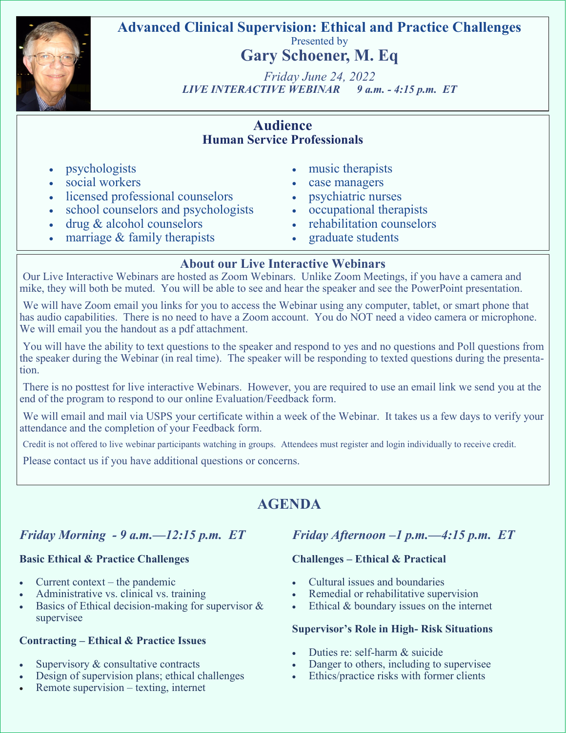# Advanced Clinical Supervision: Ethical and Practice Challenges

Presented by

## Gary Schoener, M. Eq

*Friday June 24, 2022*

***LIVE INTERACTIVE WEBINAR 9 a.m. - 4:15 p.m. ET***

## Audience

### Human Service Professionals

- psychologists
- social workers
- licensed professional counselors
- school counselors and psychologists
- drug & alcohol counselors
- marriage & family therapists
- music therapists
- case managers
- psychiatric nurses
- occupational therapists
- rehabilitation counselors
- graduate students

## About our Live Interactive Webinars

Our Live Interactive Webinars are hosted as Zoom Webinars. Unlike Zoom Meetings, if you have a camera and mike, they will both be muted. You will be able to see and hear the speaker and see the PowerPoint presentation.

We will have Zoom email you links for you to access the Webinar using any computer, tablet, or smart phone that has audio capabilities. There is no need to have a Zoom account. You do NOT need a video camera or microphone. We will email you the handout as a pdf attachment.

You will have the ability to text questions to the speaker and respond to yes and no questions and Poll questions from the speaker during the Webinar (in real time). The speaker will be responding to texted questions during the presentation.

There is no posttest for live interactive Webinars. However, you are required to use an email link we send you at the end of the program to respond to our online Evaluation/Feedback form.

We will email and mail via USPS your certificate within a week of the Webinar. It takes us a few days to verify your attendance and the completion of your Feedback form.

Credit is not offered to live webinar participants watching in groups. Attendees must register and login individually to receive credit.

Please contact us if you have additional questions or concerns.

## AGENDA

### *Friday Morning - 9 a.m.—12:15 p.m. ET*

**Basic Ethical & Practice Challenges**

- Current context – the pandemic
- Administrative vs. clinical vs. training
- Basics of Ethical decision-making for supervisor & supervisee

**Contracting – Ethical & Practice Issues**

- Supervisory & consultative contracts
- Design of supervision plans; ethical challenges
- Remote supervision – texting, internet

### *Friday Afternoon –1 p.m.—4:15 p.m. ET*

**Challenges – Ethical & Practical**

- Cultural issues and boundaries
- Remedial or rehabilitative supervision
- Ethical & boundary issues on the internet

**Supervisor's Role in High- Risk Situations**

- Duties re: self-harm & suicide
- Danger to others, including to supervisee
- Ethics/practice risks with former clients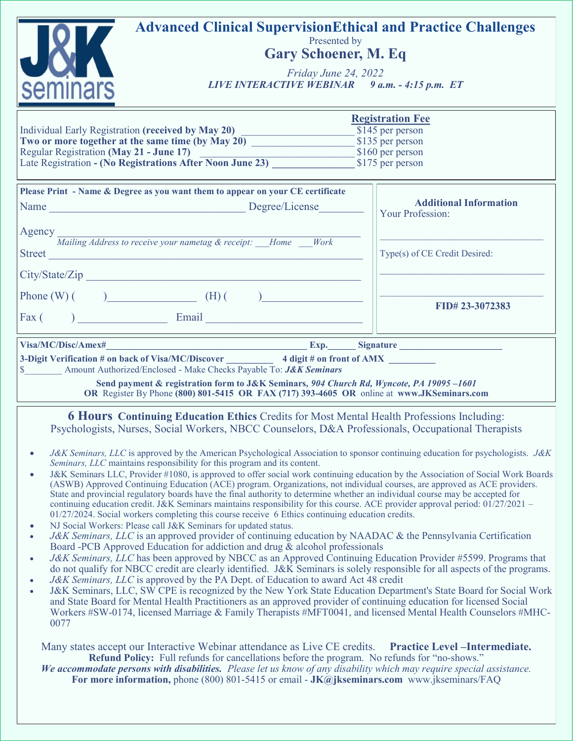# Advanced Clinical SupervisionEthical and Practice Challenges

Presented by

## Gary Schoener, M. Eq

*Friday June 24, 2022*

*LIVE INTERACTIVE WEBINAR 9 a.m. - 4:15 p.m. ET*

| | Registration Fee |
|---|---|
| Individual Early Registration **(received by May 20)** ____________________ | $145 per person |
| **Two or more together at the same time (by May 20)** ____________________ | $135 per person |
| Regular Registration **(May 21 - June 17)** ____________________ | $160 per person |
| Late Registration **- (No Registrations After Noon June 23)** ____________________ | $175 per person |

**Please Print - Name & Degree as you want them to appear on your CE certificate**

Name ________________________________ Degree/License________

Agency ________________________________________________

*Mailing Address to receive your nametag & receipt: ___Home ___Work*

Street ________________________________________________

City/State/Zip __________________________________________

Phone (W) ( )________________ (H) ( )__________________

Fax ( ) ________________ Email ____________________________

**Additional Information**

Your Profession:

________________________________

Type(s) of CE Credit Desired:

________________________________

________________________________

**FID# 23-3072383**

**Visa/MC/Disc/Amex#**________________________________________ **Exp.**______ **Signature** ____________________

**3-Digit Verification # on back of Visa/MC/Discover** _________ **4 digit # on front of AMX** _________

$________ Amount Authorized/Enclosed - Make Checks Payable To: ***J&K Seminars***

**Send payment & registration form to J&K Seminars,** ***904 Church Rd, Wyncote, PA 19095 –1601***

**OR** Register By Phone **(800) 801-5415 OR FAX (717) 393-4605 OR** online at **www.JKSeminars.com**

**6 Hours Continuing Education Ethics** Credits for Most Mental Health Professions Including: Psychologists, Nurses, Social Workers, NBCC Counselors, D&A Professionals, Occupational Therapists

- *J&K Seminars, LLC* is approved by the American Psychological Association to sponsor continuing education for psychologists. *J&K Seminars, LLC* maintains responsibility for this program and its content.
- J&K Seminars LLC, Provider #1080, is approved to offer social work continuing education by the Association of Social Work Boards (ASWB) Approved Continuing Education (ACE) program. Organizations, not individual courses, are approved as ACE providers. State and provincial regulatory boards have the final authority to determine whether an individual course may be accepted for continuing education credit. J&K Seminars maintains responsibility for this course. ACE provider approval period: 01/27/2021 – 01/27/2024. Social workers completing this course receive 6 Ethics continuing education credits.
- NJ Social Workers: Please call J&K Seminars for updated status.
- *J&K Seminars, LLC* is an approved provider of continuing education by NAADAC & the Pennsylvania Certification Board -PCB Approved Education for addiction and drug & alcohol professionals
- *J&K Seminars, LLC* has been approved by NBCC as an Approved Continuing Education Provider #5599. Programs that do not qualify for NBCC credit are clearly identified. J&K Seminars is solely responsible for all aspects of the programs.
- *J&K Seminars, LLC* is approved by the PA Dept. of Education to award Act 48 credit
- J&K Seminars, LLC, SW CPE is recognized by the New York State Education Department's State Board for Social Work and State Board for Mental Health Practitioners as an approved provider of continuing education for licensed Social Workers #SW-0174, licensed Marriage & Family Therapists #MFT0041, and licensed Mental Health Counselors #MHC-0077

Many states accept our Interactive Webinar attendance as Live CE credits. **Practice Level –Intermediate.**

**Refund Policy:** Full refunds for cancellations before the program. No refunds for "no-shows."

***We accommodate persons with disabilities.*** *Please let us know of any disability which may require special assistance.*

**For more information,** phone (800) 801-5415 or email - **JK@jkseminars.com** www.jkseminars/FAQ